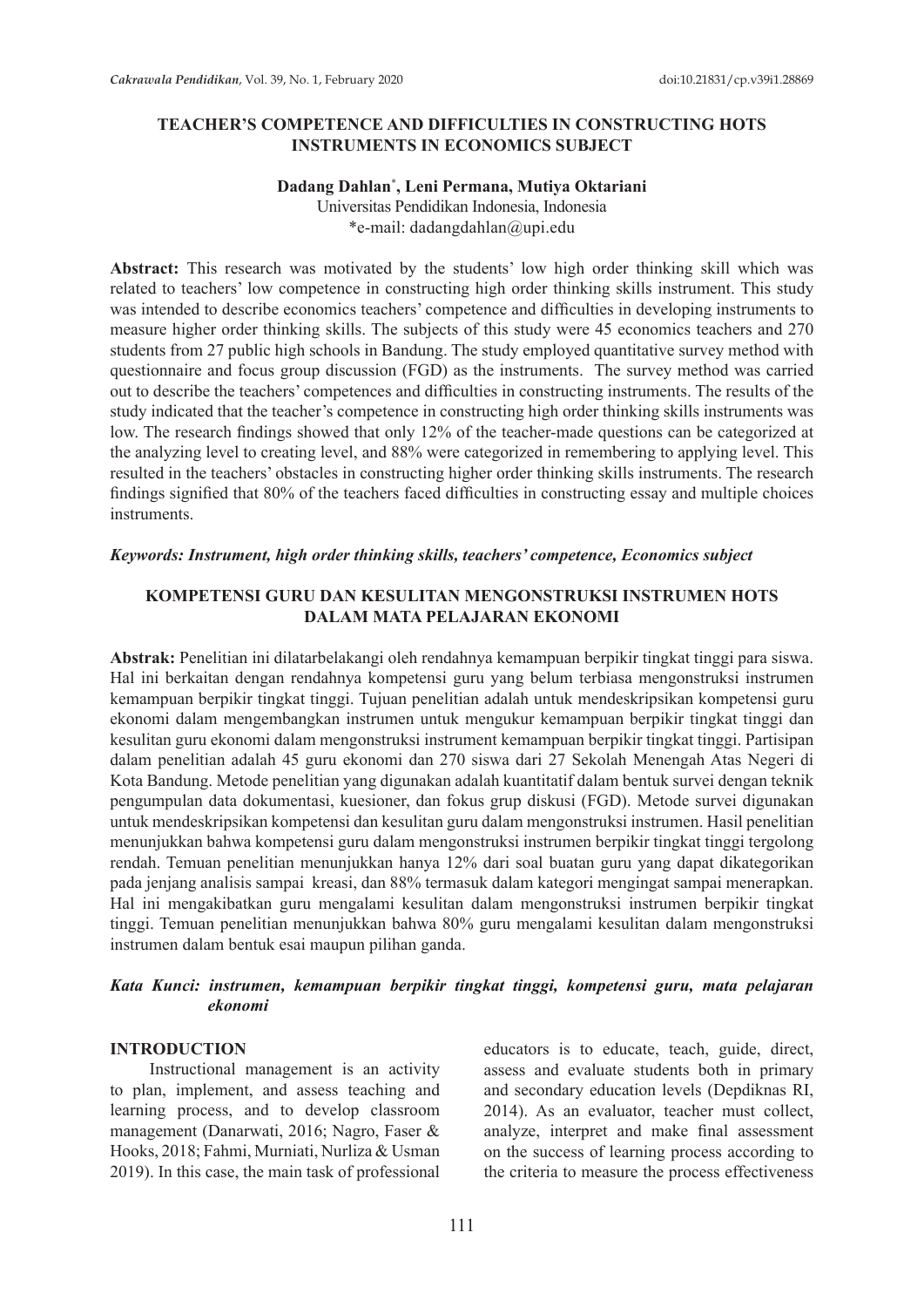# TEACHER'S COMPETENCE AND DIFFICULTIES IN CONSTRUCTING HOTS INSTRUMENTS IN ECONOMICS SUBJECT

**Dadang Dahlan*, Leni Permana, Mutiya Oktariani**

Universitas Pendidikan Indonesia, Indonesia

*e-mail: dadangdahlan@upi.edu

**Abstract:** This research was motivated by the students' low high order thinking skill which was related to teachers' low competence in constructing high order thinking skills instrument. This study was intended to describe economics teachers' competence and difficulties in developing instruments to measure higher order thinking skills. The subjects of this study were 45 economics teachers and 270 students from 27 public high schools in Bandung. The study employed quantitative survey method with questionnaire and focus group discussion (FGD) as the instruments. The survey method was carried out to describe the teachers' competences and difficulties in constructing instruments. The results of the study indicated that the teacher's competence in constructing high order thinking skills instruments was low. The research findings showed that only 12% of the teacher-made questions can be categorized at the analyzing level to creating level, and 88% were categorized in remembering to applying level. This resulted in the teachers' obstacles in constructing higher order thinking skills instruments. The research findings signified that 80% of the teachers faced difficulties in constructing essay and multiple choices instruments.

***Keywords: Instrument, high order thinking skills, teachers' competence, Economics subject***

## KOMPETENSI GURU DAN KESULITAN MENGONSTRUKSI INSTRUMEN HOTS DALAM MATA PELAJARAN EKONOMI

**Abstrak:** Penelitian ini dilatarbelakangi oleh rendahnya kemampuan berpikir tingkat tinggi para siswa. Hal ini berkaitan dengan rendahnya kompetensi guru yang belum terbiasa mengonstruksi instrumen kemampuan berpikir tingkat tinggi. Tujuan penelitian adalah untuk mendeskripsikan kompetensi guru ekonomi dalam mengembangkan instrumen untuk mengukur kemampuan berpikir tingkat tinggi dan kesulitan guru ekonomi dalam mengonstruksi instrument kemampuan berpikir tingkat tinggi. Partisipan dalam penelitian adalah 45 guru ekonomi dan 270 siswa dari 27 Sekolah Menengah Atas Negeri di Kota Bandung. Metode penelitian yang digunakan adalah kuantitatif dalam bentuk survei dengan teknik pengumpulan data dokumentasi, kuesioner, dan fokus grup diskusi (FGD). Metode survei digunakan untuk mendeskripsikan kompetensi dan kesulitan guru dalam mengonstruksi instrumen. Hasil penelitian menunjukkan bahwa kompetensi guru dalam mengonstruksi instrumen berpikir tingkat tinggi tergolong rendah. Temuan penelitian menunjukkan hanya 12% dari soal buatan guru yang dapat dikategorikan pada jenjang analisis sampai kreasi, dan 88% termasuk dalam kategori mengingat sampai menerapkan. Hal ini mengakibatkan guru mengalami kesulitan dalam mengonstruksi instrumen berpikir tingkat tinggi. Temuan penelitian menunjukkan bahwa 80% guru mengalami kesulitan dalam mengonstruksi instrumen dalam bentuk esai maupun pilihan ganda.

***Kata Kunci: instrumen, kemampuan berpikir tingkat tinggi, kompetensi guru, mata pelajaran ekonomi***

## INTRODUCTION

Instructional management is an activity to plan, implement, and assess teaching and learning process, and to develop classroom management (Danarwati, 2016; Nagro, Faser & Hooks, 2018; Fahmi, Murniati, Nurliza & Usman 2019). In this case, the main task of professional educators is to educate, teach, guide, direct, assess and evaluate students both in primary and secondary education levels (Depdiknas RI, 2014). As an evaluator, teacher must collect, analyze, interpret and make final assessment on the success of learning process according to the criteria to measure the process effectiveness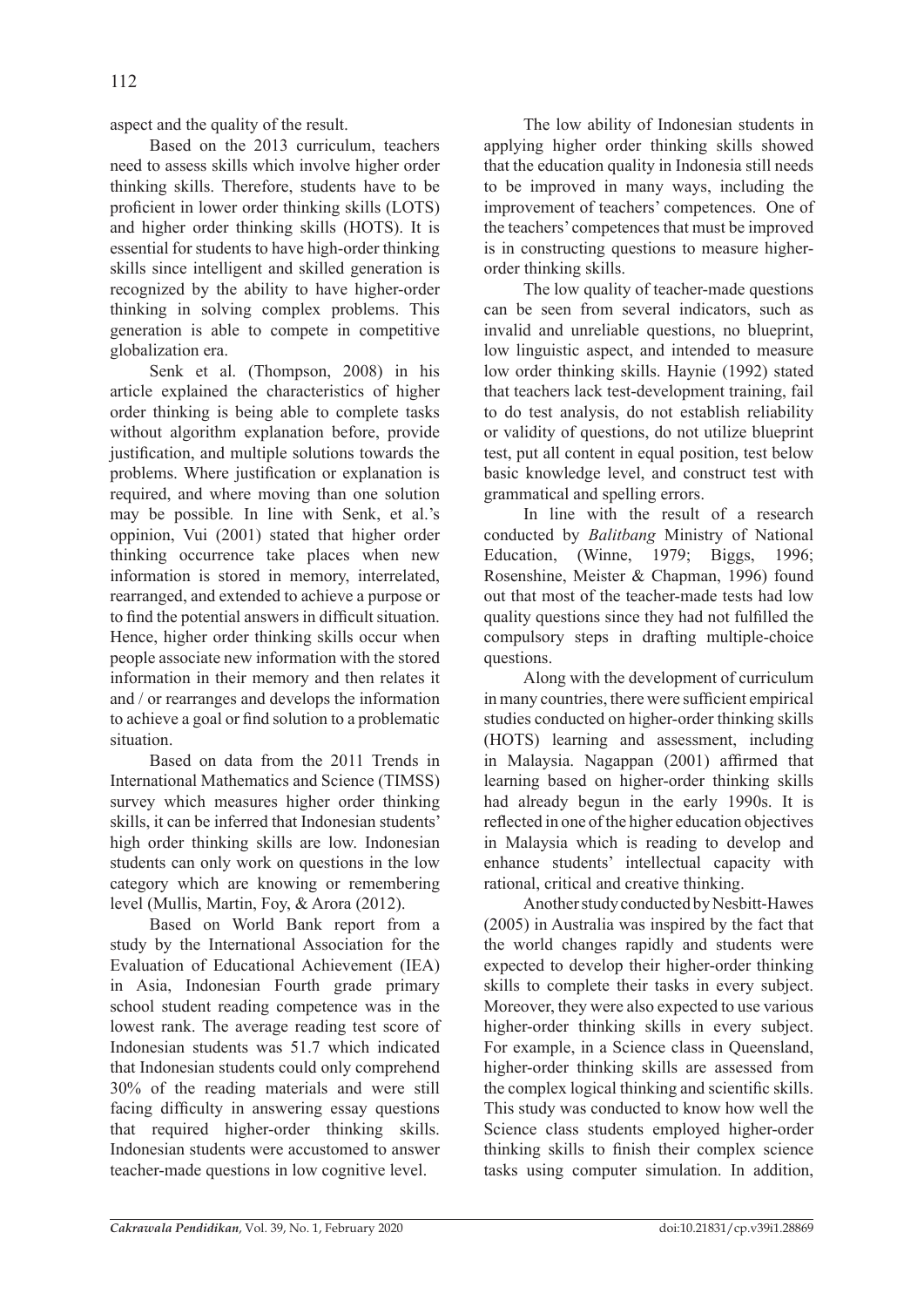aspect and the quality of the result.

Based on the 2013 curriculum, teachers need to assess skills which involve higher order thinking skills. Therefore, students have to be proficient in lower order thinking skills (LOTS) and higher order thinking skills (HOTS). It is essential for students to have high-order thinking skills since intelligent and skilled generation is recognized by the ability to have higher-order thinking in solving complex problems. This generation is able to compete in competitive globalization era.

Senk et al. (Thompson, 2008) in his article explained the characteristics of higher order thinking is being able to complete tasks without algorithm explanation before, provide justification, and multiple solutions towards the problems. Where justification or explanation is required, and where moving than one solution may be possible*.* In line with Senk, et al.'s oppinion, Vui (2001) stated that higher order thinking occurrence take places when new information is stored in memory, interrelated, rearranged, and extended to achieve a purpose or to find the potential answers in difficult situation. Hence, higher order thinking skills occur when people associate new information with the stored information in their memory and then relates it and / or rearranges and develops the information to achieve a goal or find solution to a problematic situation.

Based on data from the 2011 Trends in International Mathematics and Science (TIMSS) survey which measures higher order thinking skills, it can be inferred that Indonesian students' high order thinking skills are low. Indonesian students can only work on questions in the low category which are knowing or remembering level (Mullis, Martin, Foy, & Arora (2012).

Based on World Bank report from a study by the International Association for the Evaluation of Educational Achievement (IEA) in Asia, Indonesian Fourth grade primary school student reading competence was in the lowest rank. The average reading test score of Indonesian students was 51.7 which indicated that Indonesian students could only comprehend 30% of the reading materials and were still facing difficulty in answering essay questions that required higher-order thinking skills. Indonesian students were accustomed to answer teacher-made questions in low cognitive level.

The low ability of Indonesian students in applying higher order thinking skills showed that the education quality in Indonesia still needs to be improved in many ways, including the improvement of teachers' competences. One of the teachers' competences that must be improved is in constructing questions to measure higher-order thinking skills.

The low quality of teacher-made questions can be seen from several indicators, such as invalid and unreliable questions, no blueprint, low linguistic aspect, and intended to measure low order thinking skills. Haynie (1992) stated that teachers lack test-development training, fail to do test analysis, do not establish reliability or validity of questions, do not utilize blueprint test, put all content in equal position, test below basic knowledge level, and construct test with grammatical and spelling errors.

In line with the result of a research conducted by *Balitbang* Ministry of National Education, (Winne, 1979; Biggs, 1996; Rosenshine, Meister & Chapman, 1996) found out that most of the teacher-made tests had low quality questions since they had not fulfilled the compulsory steps in drafting multiple-choice questions.

Along with the development of curriculum in many countries, there were sufficient empirical studies conducted on higher-order thinking skills (HOTS) learning and assessment, including in Malaysia. Nagappan (2001) affirmed that learning based on higher-order thinking skills had already begun in the early 1990s. It is reflected in one of the higher education objectives in Malaysia which is reading to develop and enhance students' intellectual capacity with rational, critical and creative thinking.

Another study conducted by Nesbitt-Hawes (2005) in Australia was inspired by the fact that the world changes rapidly and students were expected to develop their higher-order thinking skills to complete their tasks in every subject. Moreover, they were also expected to use various higher-order thinking skills in every subject. For example, in a Science class in Queensland, higher-order thinking skills are assessed from the complex logical thinking and scientific skills. This study was conducted to know how well the Science class students employed higher-order thinking skills to finish their complex science tasks using computer simulation. In addition,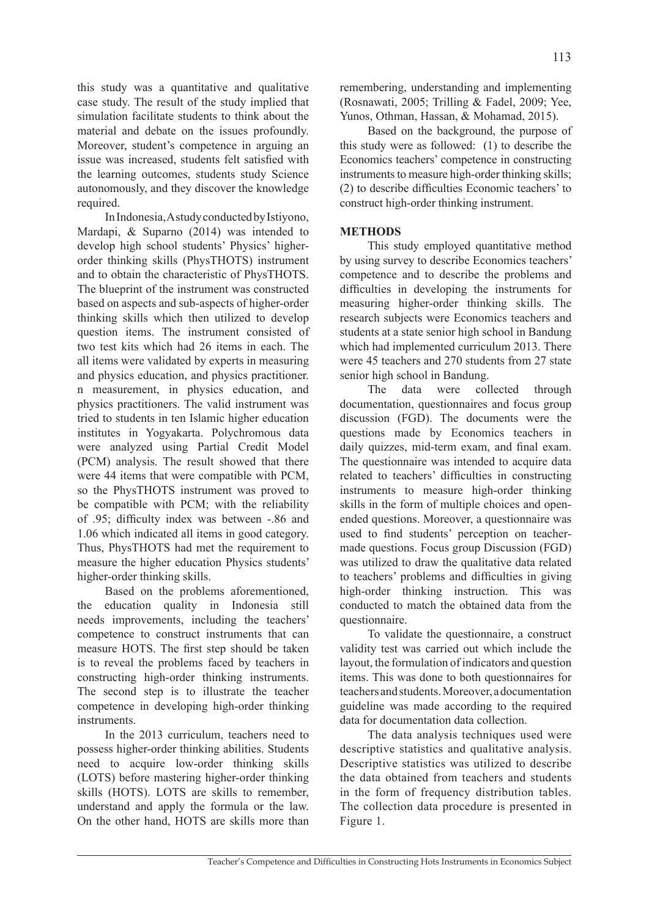this study was a quantitative and qualitative case study. The result of the study implied that simulation facilitate students to think about the material and debate on the issues profoundly. Moreover, student's competence in arguing an issue was increased, students felt satisfied with the learning outcomes, students study Science autonomously, and they discover the knowledge required.

In Indonesia, A study conducted by Istiyono, Mardapi, & Suparno (2014) was intended to develop high school students' Physics' higher-order thinking skills (PhysTHOTS) instrument and to obtain the characteristic of PhysTHOTS. The blueprint of the instrument was constructed based on aspects and sub-aspects of higher-order thinking skills which then utilized to develop question items. The instrument consisted of two test kits which had 26 items in each. The all items were validated by experts in measuring and physics education, and physics practitioner. n measurement, in physics education, and physics practitioners. The valid instrument was tried to students in ten Islamic higher education institutes in Yogyakarta. Polychromous data were analyzed using Partial Credit Model (PCM) analysis. The result showed that there were 44 items that were compatible with PCM, so the PhysTHOTS instrument was proved to be compatible with PCM; with the reliability of .95; difficulty index was between -.86 and 1.06 which indicated all items in good category. Thus, PhysTHOTS had met the requirement to measure the higher education Physics students' higher-order thinking skills.

Based on the problems aforementioned, the education quality in Indonesia still needs improvements, including the teachers' competence to construct instruments that can measure HOTS. The first step should be taken is to reveal the problems faced by teachers in constructing high-order thinking instruments. The second step is to illustrate the teacher competence in developing high-order thinking instruments.

In the 2013 curriculum, teachers need to possess higher-order thinking abilities. Students need to acquire low-order thinking skills (LOTS) before mastering higher-order thinking skills (HOTS). LOTS are skills to remember, understand and apply the formula or the law. On the other hand, HOTS are skills more than remembering, understanding and implementing (Rosnawati, 2005; Trilling & Fadel, 2009; Yee, Yunos, Othman, Hassan, & Mohamad, 2015).

Based on the background, the purpose of this study were as followed: (1) to describe the Economics teachers' competence in constructing instruments to measure high-order thinking skills; (2) to describe difficulties Economic teachers' to construct high-order thinking instrument.

## METHODS

This study employed quantitative method by using survey to describe Economics teachers' competence and to describe the problems and difficulties in developing the instruments for measuring higher-order thinking skills. The research subjects were Economics teachers and students at a state senior high school in Bandung which had implemented curriculum 2013. There were 45 teachers and 270 students from 27 state senior high school in Bandung.

The data were collected through documentation, questionnaires and focus group discussion (FGD). The documents were the questions made by Economics teachers in daily quizzes, mid-term exam, and final exam. The questionnaire was intended to acquire data related to teachers' difficulties in constructing instruments to measure high-order thinking skills in the form of multiple choices and open-ended questions. Moreover, a questionnaire was used to find students' perception on teacher-made questions. Focus group Discussion (FGD) was utilized to draw the qualitative data related to teachers' problems and difficulties in giving high-order thinking instruction. This was conducted to match the obtained data from the questionnaire.

To validate the questionnaire, a construct validity test was carried out which include the layout, the formulation of indicators and question items. This was done to both questionnaires for teachers and students. Moreover, a documentation guideline was made according to the required data for documentation data collection.

The data analysis techniques used were descriptive statistics and qualitative analysis. Descriptive statistics was utilized to describe the data obtained from teachers and students in the form of frequency distribution tables. The collection data procedure is presented in Figure 1.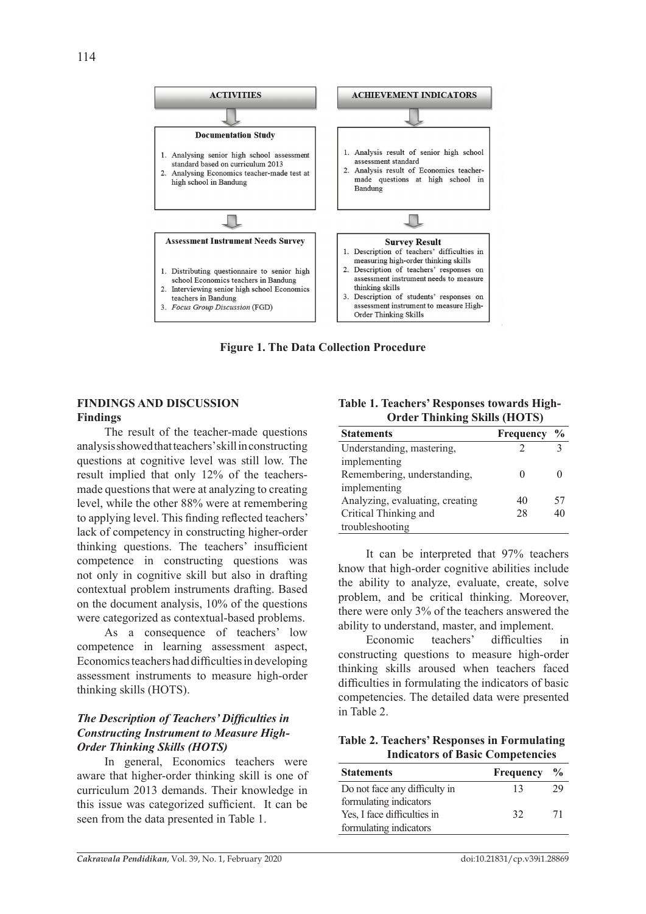**ACTIVITIES**

**Documentation Study**

1. Analysing senior high school assessment standard based on curriculum 2013
2. Analysing Economics teacher-made test at high school in Bandung

**Assessment Instrument Needs Survey**

1. Distributing questionnaire to senior high school Economics teachers in Bandung
2. Interviewing senior high school Economics teachers in Bandung
3. *Focus Group Discussion* (FGD)

**ACHIEVEMENT INDICATORS**

1. Analysis result of senior high school assessment standard
2. Analysis result of Economics teacher-made questions at high school in Bandung

**Survey Result**

1. Description of teachers' difficulties in measuring high-order thinking skills
2. Description of teachers' responses on assessment instrument needs to measure thinking skills
3. Description of students' responses on assessment instrument to measure High-Order Thinking Skills

**Figure 1. The Data Collection Procedure**

## FINDINGS AND DISCUSSION

### Findings

The result of the teacher-made questions analysis showed that teachers' skill in constructing questions at cognitive level was still low. The result implied that only 12% of the teachers-made questions that were at analyzing to creating level, while the other 88% were at remembering to applying level. This finding reflected teachers' lack of competency in constructing higher-order thinking questions. The teachers' insufficient competence in constructing questions was not only in cognitive skill but also in drafting contextual problem instruments drafting. Based on the document analysis, 10% of the questions were categorized as contextual-based problems.

As a consequence of teachers' low competence in learning assessment aspect, Economics teachers had difficulties in developing assessment instruments to measure high-order thinking skills (HOTS).

### *The Description of Teachers' Difficulties in Constructing Instrument to Measure High-Order Thinking Skills (HOTS)*

In general, Economics teachers were aware that higher-order thinking skill is one of curriculum 2013 demands. Their knowledge in this issue was categorized sufficient. It can be seen from the data presented in Table 1.

**Table 1. Teachers' Responses towards High-Order Thinking Skills (HOTS)**

| Statements | Frequency | % |
|---|---|---|
| Understanding, mastering, implementing | 2 | 3 |
| Remembering, understanding, implementing | 0 | 0 |
| Analyzing, evaluating, creating | 40 | 57 |
| Critical Thinking and troubleshooting | 28 | 40 |

It can be interpreted that 97% teachers know that high-order cognitive abilities include the ability to analyze, evaluate, create, solve problem, and be critical thinking. Moreover, there were only 3% of the teachers answered the ability to understand, master, and implement.

Economic teachers' difficulties in constructing questions to measure high-order thinking skills aroused when teachers faced difficulties in formulating the indicators of basic competencies. The detailed data were presented in Table 2.

**Table 2. Teachers' Responses in Formulating Indicators of Basic Competencies**

| Statements | Frequency | % |
|---|---|---|
| Do not face any difficulty in formulating indicators | 13 | 29 |
| Yes, I face difficulties in formulating indicators | 32 | 71 |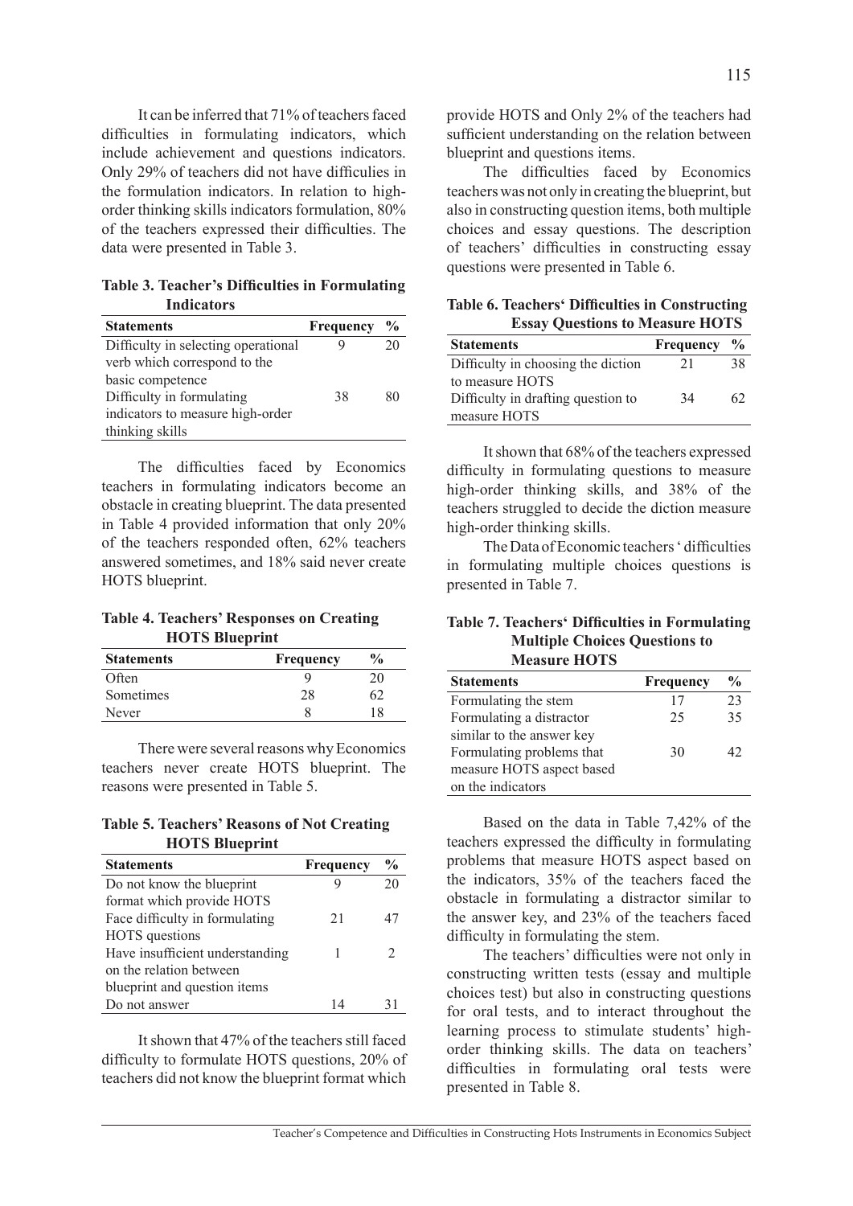It can be inferred that 71% of teachers faced difficulties in formulating indicators, which include achievement and questions indicators. Only 29% of teachers did not have difficulies in the formulation indicators. In relation to high-order thinking skills indicators formulation, 80% of the teachers expressed their difficulties. The data were presented in Table 3.

**Table 3. Teacher's Difficulties in Formulating Indicators**

| Statements | Frequency | % |
|---|---|---|
| Difficulty in selecting operational verb which correspond to the basic competence | 9 | 20 |
| Difficulty in formulating indicators to measure high-order thinking skills | 38 | 80 |

The difficulties faced by Economics teachers in formulating indicators become an obstacle in creating blueprint. The data presented in Table 4 provided information that only 20% of the teachers responded often, 62% teachers answered sometimes, and 18% said never create HOTS blueprint.

**Table 4. Teachers' Responses on Creating HOTS Blueprint**

| Statements | Frequency | % |
|---|---|---|
| Often | 9 | 20 |
| Sometimes | 28 | 62 |
| Never | 8 | 18 |

There were several reasons why Economics teachers never create HOTS blueprint. The reasons were presented in Table 5.

**Table 5. Teachers' Reasons of Not Creating HOTS Blueprint**

| Statements | Frequency | % |
|---|---|---|
| Do not know the blueprint format which provide HOTS | 9 | 20 |
| Face difficulty in formulating HOTS questions | 21 | 47 |
| Have insufficient understanding on the relation between blueprint and question items | 1 | 2 |
| Do not answer | 14 | 31 |

It shown that 47% of the teachers still faced difficulty to formulate HOTS questions, 20% of teachers did not know the blueprint format which provide HOTS and Only 2% of the teachers had sufficient understanding on the relation between blueprint and questions items.

The difficulties faced by Economics teachers was not only in creating the blueprint, but also in constructing question items, both multiple choices and essay questions. The description of teachers' difficulties in constructing essay questions were presented in Table 6.

**Table 6. Teachers' Difficulties in Constructing Essay Questions to Measure HOTS**

| Statements | Frequency | % |
|---|---|---|
| Difficulty in choosing the diction to measure HOTS | 21 | 38 |
| Difficulty in drafting question to measure HOTS | 34 | 62 |

It shown that 68% of the teachers expressed difficulty in formulating questions to measure high-order thinking skills, and 38% of the teachers struggled to decide the diction measure high-order thinking skills.

The Data of Economic teachers ' difficulties in formulating multiple choices questions is presented in Table 7.

**Table 7. Teachers' Difficulties in Formulating Multiple Choices Questions to Measure HOTS**

| Statements | Frequency | % |
|---|---|---|
| Formulating the stem | 17 | 23 |
| Formulating a distractor similar to the answer key | 25 | 35 |
| Formulating problems that measure HOTS aspect based on the indicators | 30 | 42 |

Based on the data in Table 7,42% of the teachers expressed the difficulty in formulating problems that measure HOTS aspect based on the indicators, 35% of the teachers faced the obstacle in formulating a distractor similar to the answer key, and 23% of the teachers faced difficulty in formulating the stem.

The teachers' difficulties were not only in constructing written tests (essay and multiple choices test) but also in constructing questions for oral tests, and to interact throughout the learning process to stimulate students' high-order thinking skills. The data on teachers' difficulties in formulating oral tests were presented in Table 8.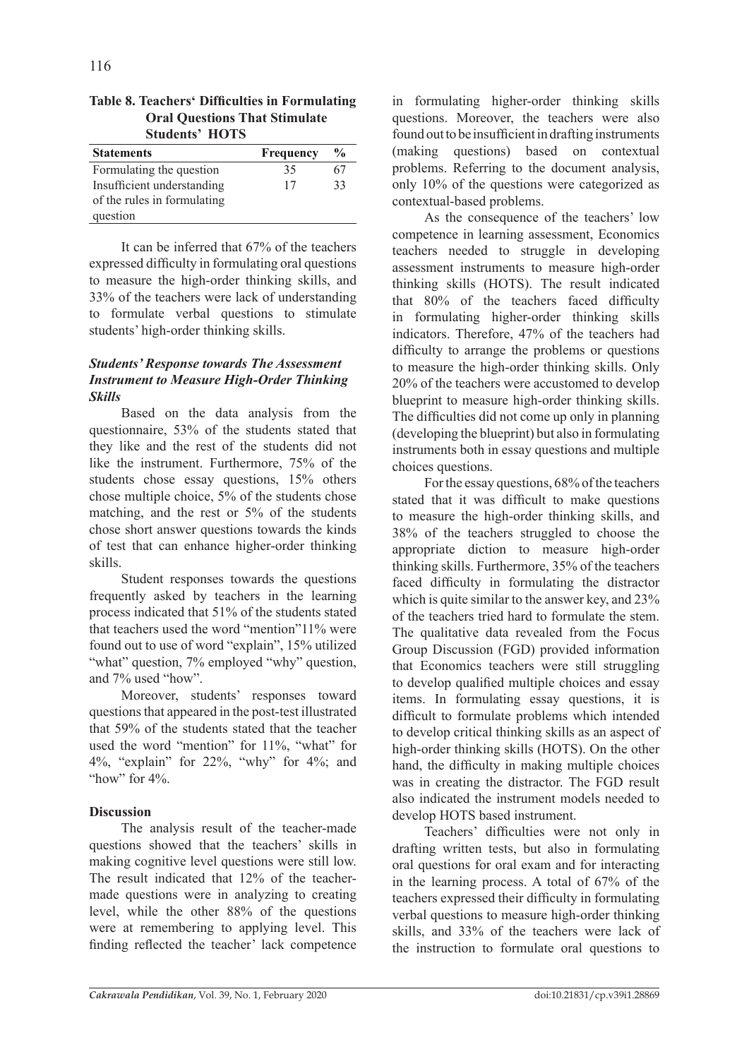**Table 8. Teachers' Difficulties in Formulating Oral Questions That Stimulate Students' HOTS**

| Statements | Frequency | % |
|---|---|---|
| Formulating the question | 35 | 67 |
| Insufficient understanding of the rules in formulating question | 17 | 33 |

It can be inferred that 67% of the teachers expressed difficulty in formulating oral questions to measure the high-order thinking skills, and 33% of the teachers were lack of understanding to formulate verbal questions to stimulate students' high-order thinking skills.

### *Students' Response towards The Assessment Instrument to Measure High-Order Thinking Skills*

Based on the data analysis from the questionnaire, 53% of the students stated that they like and the rest of the students did not like the instrument. Furthermore, 75% of the students chose essay questions, 15% others chose multiple choice, 5% of the students chose matching, and the rest or 5% of the students chose short answer questions towards the kinds of test that can enhance higher-order thinking skills.

Student responses towards the questions frequently asked by teachers in the learning process indicated that 51% of the students stated that teachers used the word "mention"11% were found out to use of word "explain", 15% utilized "what" question, 7% employed "why" question, and 7% used "how".

Moreover, students' responses toward questions that appeared in the post-test illustrated that 59% of the students stated that the teacher used the word "mention" for 11%, "what" for 4%, "explain" for 22%, "why" for 4%; and "how" for 4%.

### Discussion

The analysis result of the teacher-made questions showed that the teachers' skills in making cognitive level questions were still low. The result indicated that 12% of the teacher-made questions were in analyzing to creating level, while the other 88% of the questions were at remembering to applying level. This finding reflected the teacher' lack competence in formulating higher-order thinking skills questions. Moreover, the teachers were also found out to be insufficient in drafting instruments (making questions) based on contextual problems. Referring to the document analysis, only 10% of the questions were categorized as contextual-based problems.

As the consequence of the teachers' low competence in learning assessment, Economics teachers needed to struggle in developing assessment instruments to measure high-order thinking skills (HOTS). The result indicated that 80% of the teachers faced difficulty in formulating higher-order thinking skills indicators. Therefore, 47% of the teachers had difficulty to arrange the problems or questions to measure the high-order thinking skills. Only 20% of the teachers were accustomed to develop blueprint to measure high-order thinking skills. The difficulties did not come up only in planning (developing the blueprint) but also in formulating instruments both in essay questions and multiple choices questions.

For the essay questions, 68% of the teachers stated that it was difficult to make questions to measure the high-order thinking skills, and 38% of the teachers struggled to choose the appropriate diction to measure high-order thinking skills. Furthermore, 35% of the teachers faced difficulty in formulating the distractor which is quite similar to the answer key, and 23% of the teachers tried hard to formulate the stem. The qualitative data revealed from the Focus Group Discussion (FGD) provided information that Economics teachers were still struggling to develop qualified multiple choices and essay items. In formulating essay questions, it is difficult to formulate problems which intended to develop critical thinking skills as an aspect of high-order thinking skills (HOTS). On the other hand, the difficulty in making multiple choices was in creating the distractor. The FGD result also indicated the instrument models needed to develop HOTS based instrument.

Teachers' difficulties were not only in drafting written tests, but also in formulating oral questions for oral exam and for interacting in the learning process. A total of 67% of the teachers expressed their difficulty in formulating verbal questions to measure high-order thinking skills, and 33% of the teachers were lack of the instruction to formulate oral questions to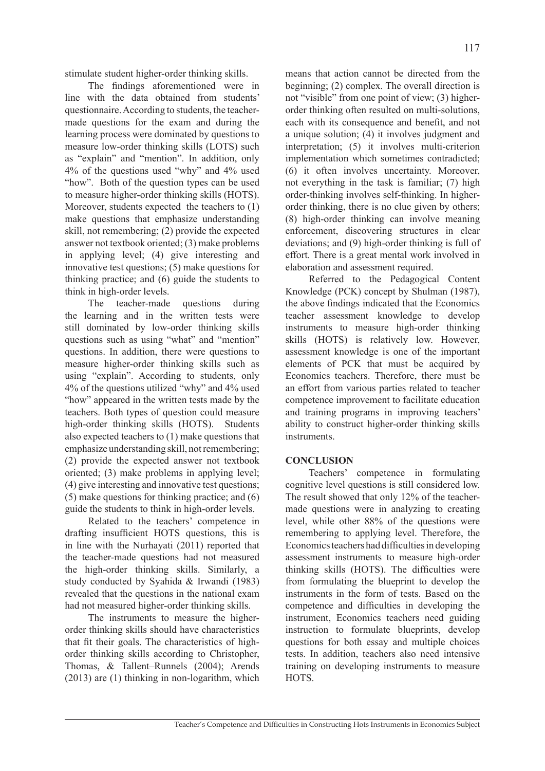stimulate student higher-order thinking skills.

The findings aforementioned were in line with the data obtained from students' questionnaire. According to students, the teacher-made questions for the exam and during the learning process were dominated by questions to measure low-order thinking skills (LOTS) such as "explain" and "mention". In addition, only 4% of the questions used "why" and 4% used "how". Both of the question types can be used to measure higher-order thinking skills (HOTS). Moreover, students expected the teachers to (1) make questions that emphasize understanding skill, not remembering; (2) provide the expected answer not textbook oriented; (3) make problems in applying level; (4) give interesting and innovative test questions; (5) make questions for thinking practice; and (6) guide the students to think in high-order levels.

The teacher-made questions during the learning and in the written tests were still dominated by low-order thinking skills questions such as using "what" and "mention" questions. In addition, there were questions to measure higher-order thinking skills such as using "explain". According to students, only 4% of the questions utilized "why" and 4% used "how" appeared in the written tests made by the teachers. Both types of question could measure high-order thinking skills (HOTS). Students also expected teachers to (1) make questions that emphasize understanding skill, not remembering; (2) provide the expected answer not textbook oriented; (3) make problems in applying level; (4) give interesting and innovative test questions; (5) make questions for thinking practice; and (6) guide the students to think in high-order levels.

Related to the teachers' competence in drafting insufficient HOTS questions, this is in line with the Nurhayati (2011) reported that the teacher-made questions had not measured the high-order thinking skills. Similarly, a study conducted by Syahida & Irwandi (1983) revealed that the questions in the national exam had not measured higher-order thinking skills.

The instruments to measure the higher-order thinking skills should have characteristics that fit their goals. The characteristics of high-order thinking skills according to Christopher, Thomas, & Tallent–Runnels (2004); Arends (2013) are (1) thinking in non-logarithm, which means that action cannot be directed from the beginning; (2) complex. The overall direction is not "visible" from one point of view; (3) higher-order thinking often resulted on multi-solutions, each with its consequence and benefit, and not a unique solution; (4) it involves judgment and interpretation; (5) it involves multi-criterion implementation which sometimes contradicted; (6) it often involves uncertainty. Moreover, not everything in the task is familiar; (7) high order-thinking involves self-thinking. In higher-order thinking, there is no clue given by others; (8) high-order thinking can involve meaning enforcement, discovering structures in clear deviations; and (9) high-order thinking is full of effort. There is a great mental work involved in elaboration and assessment required.

Referred to the Pedagogical Content Knowledge (PCK) concept by Shulman (1987), the above findings indicated that the Economics teacher assessment knowledge to develop instruments to measure high-order thinking skills (HOTS) is relatively low. However, assessment knowledge is one of the important elements of PCK that must be acquired by Economics teachers. Therefore, there must be an effort from various parties related to teacher competence improvement to facilitate education and training programs in improving teachers' ability to construct higher-order thinking skills instruments.

## CONCLUSION

Teachers' competence in formulating cognitive level questions is still considered low. The result showed that only 12% of the teacher-made questions were in analyzing to creating level, while other 88% of the questions were remembering to applying level. Therefore, the Economics teachers had difficulties in developing assessment instruments to measure high-order thinking skills (HOTS). The difficulties were from formulating the blueprint to develop the instruments in the form of tests. Based on the competence and difficulties in developing the instrument, Economics teachers need guiding instruction to formulate blueprints, develop questions for both essay and multiple choices tests. In addition, teachers also need intensive training on developing instruments to measure HOTS.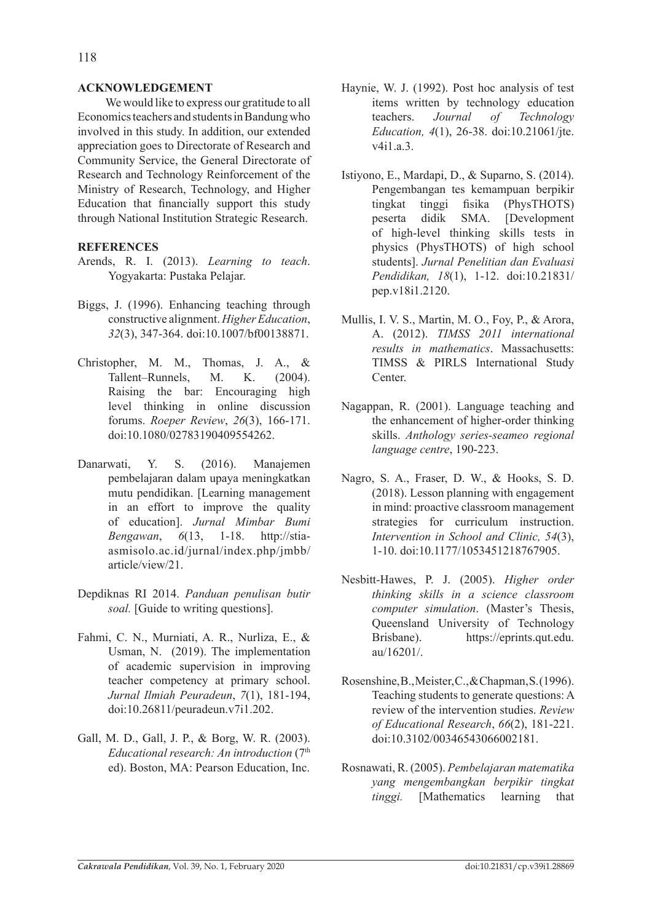## ACKNOWLEDGEMENT

We would like to express our gratitude to all Economics teachers and students in Bandung who involved in this study. In addition, our extended appreciation goes to Directorate of Research and Community Service, the General Directorate of Research and Technology Reinforcement of the Ministry of Research, Technology, and Higher Education that financially support this study through National Institution Strategic Research.

## REFERENCES

Arends, R. I. (2013). *Learning to teach*. Yogyakarta: Pustaka Pelajar.

Biggs, J. (1996). Enhancing teaching through constructive alignment. *Higher Education*, *32*(3), 347-364. doi:10.1007/bf00138871.

Christopher, M. M., Thomas, J. A., & Tallent–Runnels, M. K. (2004). Raising the bar: Encouraging high level thinking in online discussion forums. *Roeper Review*, *26*(3), 166-171. doi:10.1080/02783190409554262.

Danarwati, Y. S. (2016). Manajemen pembelajaran dalam upaya meningkatkan mutu pendidikan. [Learning management in an effort to improve the quality of education]. *Jurnal Mimbar Bumi Bengawan*, *6*(13, 1-18. http://stia-asmisolo.ac.id/jurnal/index.php/jmbb/article/view/21.

Depdiknas RI 2014. *Panduan penulisan butir soal.* [Guide to writing questions].

Fahmi, C. N., Murniati, A. R., Nurliza, E., & Usman, N. (2019). The implementation of academic supervision in improving teacher competency at primary school. *Jurnal Ilmiah Peuradeun*, *7*(1), 181-194, doi:10.26811/peuradeun.v7i1.202.

Gall, M. D., Gall, J. P., & Borg, W. R. (2003). *Educational research: An introduction* (7th ed). Boston, MA: Pearson Education, Inc.

Haynie, W. J. (1992). Post hoc analysis of test items written by technology education teachers. *Journal of Technology Education, 4*(1), 26-38. doi:10.21061/jte.v4i1.a.3.

Istiyono, E., Mardapi, D., & Suparno, S. (2014). Pengembangan tes kemampuan berpikir tingkat tinggi fisika (PhysTHOTS) peserta didik SMA. [Development of high-level thinking skills tests in physics (PhysTHOTS) of high school students]. *Jurnal Penelitian dan Evaluasi Pendidikan, 18*(1), 1-12. doi:10.21831/pep.v18i1.2120.

Mullis, I. V. S., Martin, M. O., Foy, P., & Arora, A. (2012). *TIMSS 2011 international results in mathematics*. Massachusetts: TIMSS & PIRLS International Study Center.

Nagappan, R. (2001). Language teaching and the enhancement of higher-order thinking skills. *Anthology series-seameo regional language centre*, 190-223.

Nagro, S. A., Fraser, D. W., & Hooks, S. D. (2018). Lesson planning with engagement in mind: proactive classroom management strategies for curriculum instruction. *Intervention in School and Clinic, 54*(3), 1-10. doi:10.1177/1053451218767905.

Nesbitt-Hawes, P. J. (2005). *Higher order thinking skills in a science classroom computer simulation*. (Master's Thesis, Queensland University of Technology Brisbane). https://eprints.qut.edu.au/16201/.

Rosenshine, B., Meister, C., & Chapman, S. (1996). Teaching students to generate questions: A review of the intervention studies. *Review of Educational Research*, *66*(2), 181-221. doi:10.3102/00346543066002181.

Rosnawati, R. (2005). *Pembelajaran matematika yang mengembangkan berpikir tingkat tinggi.* [Mathematics learning that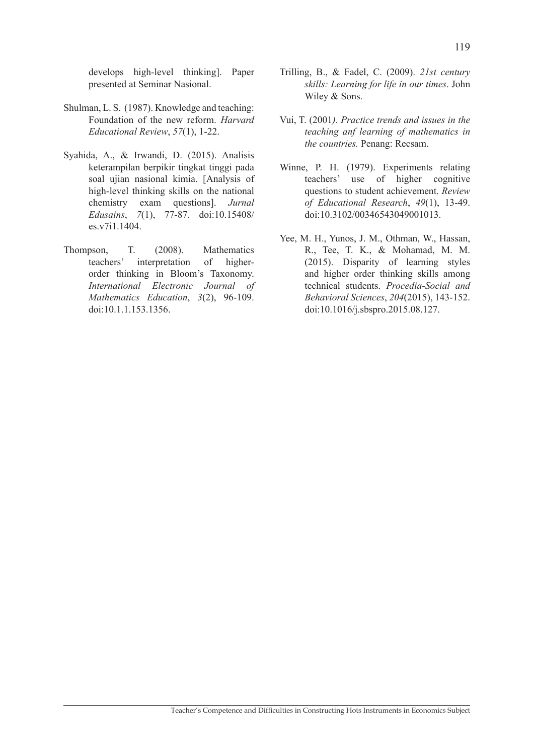develops high-level thinking]. Paper presented at Seminar Nasional.

Shulman, L. S. (1987). Knowledge and teaching: Foundation of the new reform. *Harvard Educational Review*, *57*(1), 1-22.

Syahida, A., & Irwandi, D. (2015). Analisis keterampilan berpikir tingkat tinggi pada soal ujian nasional kimia. [Analysis of high-level thinking skills on the national chemistry exam questions]. *Jurnal Edusains*, *7*(1), 77-87. doi:10.15408/es.v7i1.1404.

Thompson, T. (2008). Mathematics teachers' interpretation of higher-order thinking in Bloom's Taxonomy. *International Electronic Journal of Mathematics Education*, *3*(2), 96-109. doi:10.1.1.153.1356.

Trilling, B., & Fadel, C. (2009). *21st century skills: Learning for life in our times*. John Wiley & Sons.

Vui, T. (2001*). Practice trends and issues in the teaching anf learning of mathematics in the countries.* Penang: Recsam.

Winne, P. H. (1979). Experiments relating teachers' use of higher cognitive questions to student achievement. *Review of Educational Research*, *49*(1), 13-49. doi:10.3102/00346543049001013.

Yee, M. H., Yunos, J. M., Othman, W., Hassan, R., Tee, T. K., & Mohamad, M. M. (2015). Disparity of learning styles and higher order thinking skills among technical students. *Procedia-Social and Behavioral Sciences*, *204*(2015), 143-152. doi:10.1016/j.sbspro.2015.08.127.